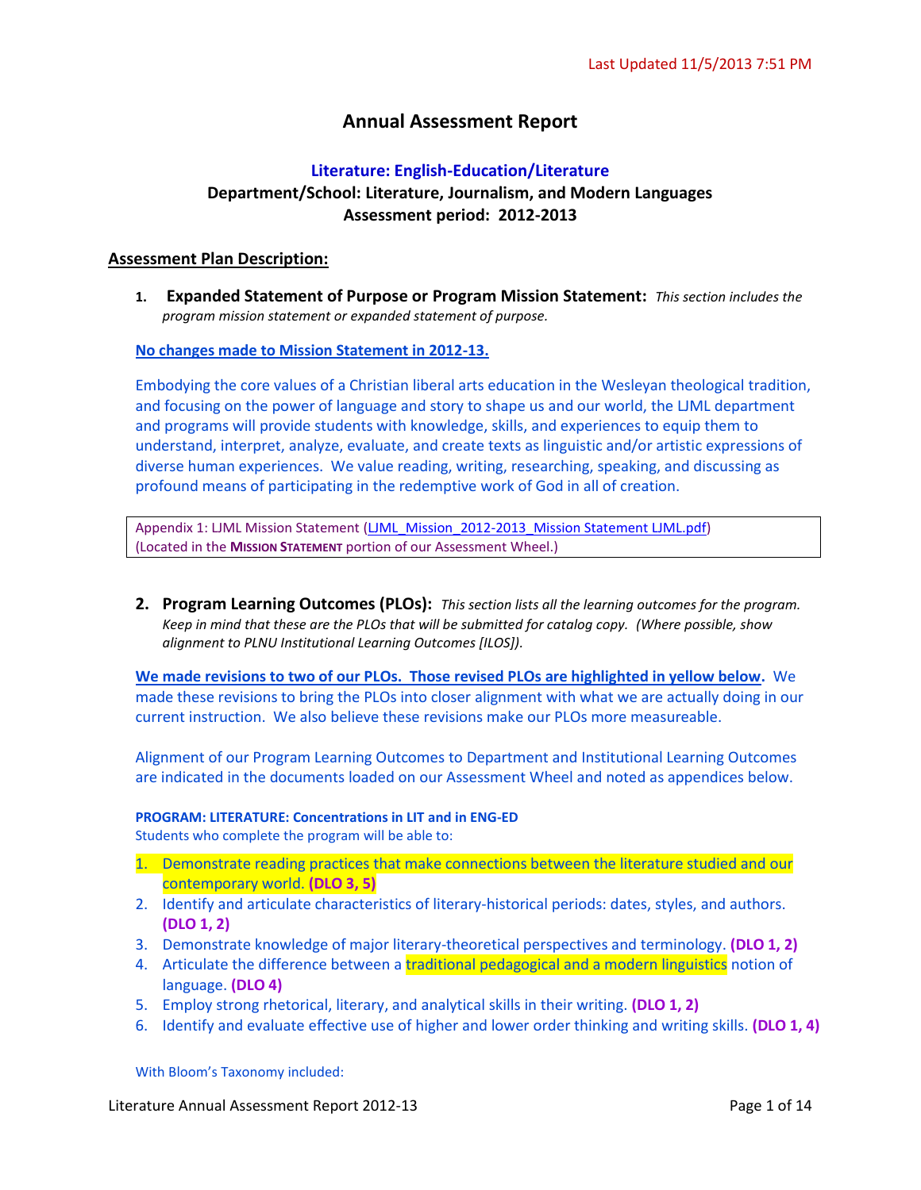Last Updated 11/5/2013 7:51 PM

# Annual Assessment Report

## Literature: English-Education/Literature

**Department/School: Literature, Journalism, and Modern Languages**
**Assessment period: 2012-2013**

### Assessment Plan Description:

1. **Expanded Statement of Purpose or Program Mission Statement:** *This section includes the program mission statement or expanded statement of purpose.*

**No changes made to Mission Statement in 2012-13.**

Embodying the core values of a Christian liberal arts education in the Wesleyan theological tradition, and focusing on the power of language and story to shape us and our world, the LJML department and programs will provide students with knowledge, skills, and experiences to equip them to understand, interpret, analyze, evaluate, and create texts as linguistic and/or artistic expressions of diverse human experiences. We value reading, writing, researching, speaking, and discussing as profound means of participating in the redemptive work of God in all of creation.

> Appendix 1: LJML Mission Statement (LJML_Mission_2012-2013_Mission Statement LJML.pdf)
> (Located in the **MISSION STATEMENT** portion of our Assessment Wheel.)

2. **Program Learning Outcomes (PLOs):** *This section lists all the learning outcomes for the program. Keep in mind that these are the PLOs that will be submitted for catalog copy. (Where possible, show alignment to PLNU Institutional Learning Outcomes [ILOS]).*

**We made revisions to two of our PLOs. Those revised PLOs are highlighted in yellow below.** We made these revisions to bring the PLOs into closer alignment with what we are actually doing in our current instruction. We also believe these revisions make our PLOs more measureable.

Alignment of our Program Learning Outcomes to Department and Institutional Learning Outcomes are indicated in the documents loaded on our Assessment Wheel and noted as appendices below.

**PROGRAM: LITERATURE: Concentrations in LIT and in ENG-ED**
Students who complete the program will be able to:

1. Demonstrate reading practices that make connections between the literature studied and our contemporary world. **(DLO 3, 5)**
2. Identify and articulate characteristics of literary-historical periods: dates, styles, and authors. **(DLO 1, 2)**
3. Demonstrate knowledge of major literary-theoretical perspectives and terminology. **(DLO 1, 2)**
4. Articulate the difference between a traditional pedagogical and a modern linguistics notion of language. **(DLO 4)**
5. Employ strong rhetorical, literary, and analytical skills in their writing. **(DLO 1, 2)**
6. Identify and evaluate effective use of higher and lower order thinking and writing skills. **(DLO 1, 4)**

With Bloom's Taxonomy included: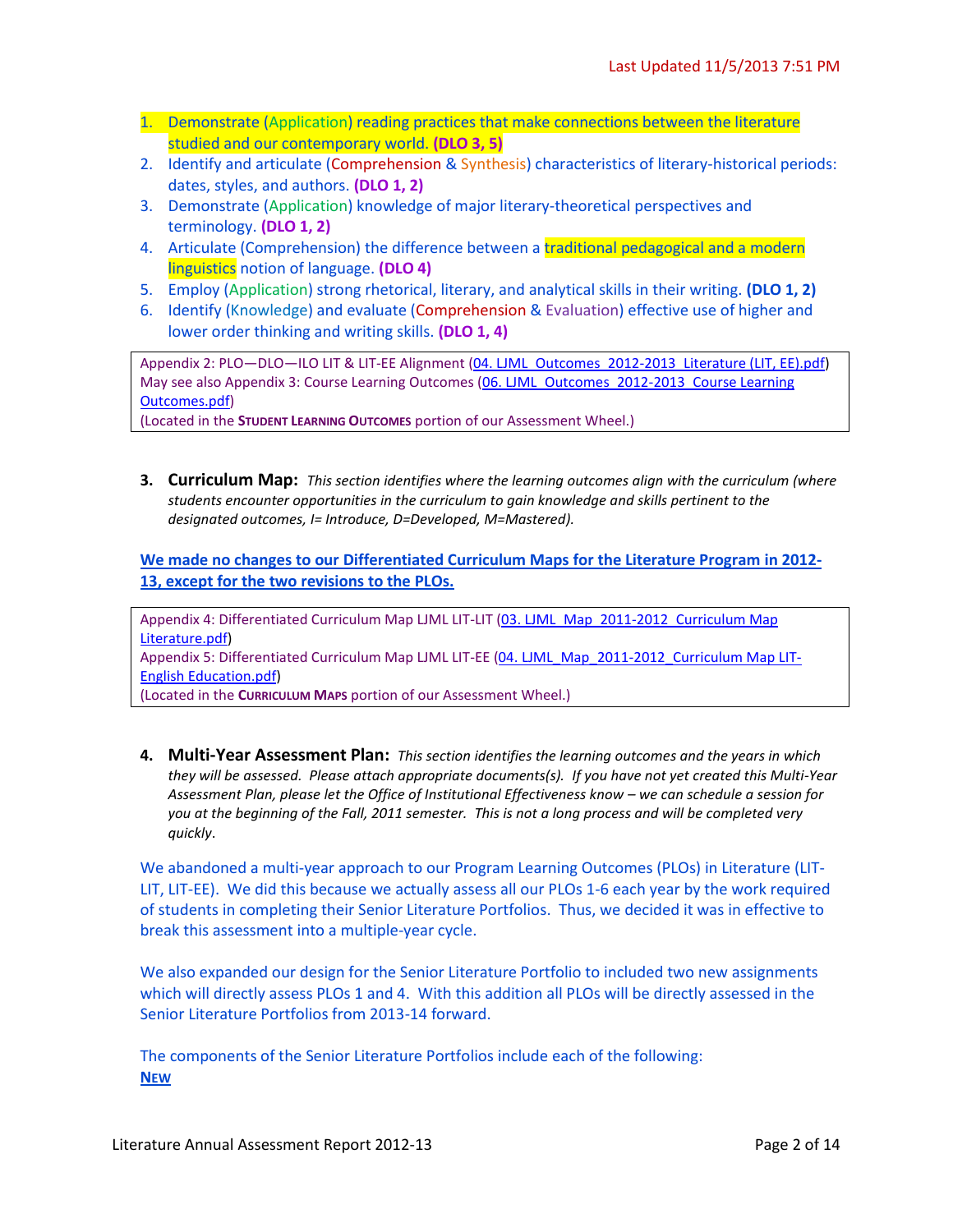1. Demonstrate (Application) reading practices that make connections between the literature studied and our contemporary world. **(DLO 3, 5)**
2. Identify and articulate (Comprehension & Synthesis) characteristics of literary-historical periods: dates, styles, and authors. **(DLO 1, 2)**
3. Demonstrate (Application) knowledge of major literary-theoretical perspectives and terminology. **(DLO 1, 2)**
4. Articulate (Comprehension) the difference between a traditional pedagogical and a modern linguistics notion of language. **(DLO 4)**
5. Employ (Application) strong rhetorical, literary, and analytical skills in their writing. **(DLO 1, 2)**
6. Identify (Knowledge) and evaluate (Comprehension & Evaluation) effective use of higher and lower order thinking and writing skills. **(DLO 1, 4)**

> Appendix 2: PLO—DLO—ILO LIT & LIT-EE Alignment (04. LJML_Outcomes_2012-2013_Literature (LIT, EE).pdf)
> May see also Appendix 3: Course Learning Outcomes (06. LJML_Outcomes_2012-2013_Course Learning Outcomes.pdf)
> (Located in the **Student Learning Outcomes** portion of our Assessment Wheel.)

3. **Curriculum Map:** *This section identifies where the learning outcomes align with the curriculum (where students encounter opportunities in the curriculum to gain knowledge and skills pertinent to the designated outcomes, I= Introduce, D=Developed, M=Mastered).*

**We made no changes to our Differentiated Curriculum Maps for the Literature Program in 2012-13, except for the two revisions to the PLOs.**

> Appendix 4: Differentiated Curriculum Map LJML LIT-LIT (03. LJML_Map_2011-2012_Curriculum Map Literature.pdf)
> Appendix 5: Differentiated Curriculum Map LJML LIT-EE (04. LJML_Map_2011-2012_Curriculum Map LIT-English Education.pdf)
> (Located in the **Curriculum Maps** portion of our Assessment Wheel.)

4. **Multi-Year Assessment Plan:** *This section identifies the learning outcomes and the years in which they will be assessed. Please attach appropriate documents(s). If you have not yet created this Multi-Year Assessment Plan, please let the Office of Institutional Effectiveness know – we can schedule a session for you at the beginning of the Fall, 2011 semester. This is not a long process and will be completed very quickly.*

We abandoned a multi-year approach to our Program Learning Outcomes (PLOs) in Literature (LIT-LIT, LIT-EE). We did this because we actually assess all our PLOs 1-6 each year by the work required of students in completing their Senior Literature Portfolios. Thus, we decided it was in effective to break this assessment into a multiple-year cycle.

We also expanded our design for the Senior Literature Portfolio to included two new assignments which will directly assess PLOs 1 and 4. With this addition all PLOs will be directly assessed in the Senior Literature Portfolios from 2013-14 forward.

The components of the Senior Literature Portfolios include each of the following:

**New**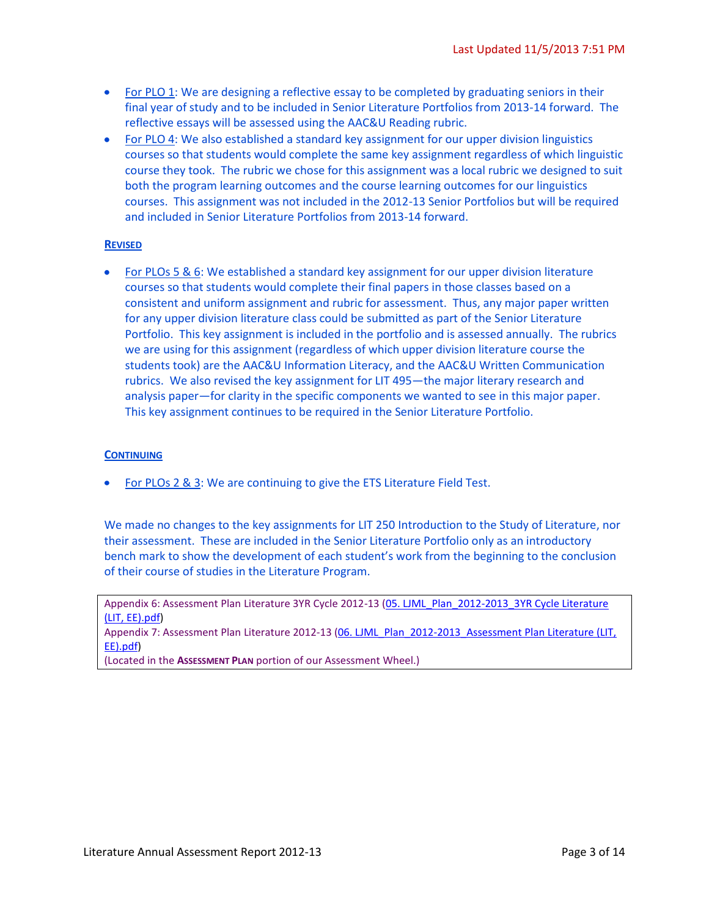- For PLO 1: We are designing a reflective essay to be completed by graduating seniors in their final year of study and to be included in Senior Literature Portfolios from 2013-14 forward. The reflective essays will be assessed using the AAC&U Reading rubric.
- For PLO 4: We also established a standard key assignment for our upper division linguistics courses so that students would complete the same key assignment regardless of which linguistic course they took. The rubric we chose for this assignment was a local rubric we designed to suit both the program learning outcomes and the course learning outcomes for our linguistics courses. This assignment was not included in the 2012-13 Senior Portfolios but will be required and included in Senior Literature Portfolios from 2013-14 forward.

**REVISED**

- For PLOs 5 & 6: We established a standard key assignment for our upper division literature courses so that students would complete their final papers in those classes based on a consistent and uniform assignment and rubric for assessment. Thus, any major paper written for any upper division literature class could be submitted as part of the Senior Literature Portfolio. This key assignment is included in the portfolio and is assessed annually. The rubrics we are using for this assignment (regardless of which upper division literature course the students took) are the AAC&U Information Literacy, and the AAC&U Written Communication rubrics. We also revised the key assignment for LIT 495—the major literary research and analysis paper—for clarity in the specific components we wanted to see in this major paper. This key assignment continues to be required in the Senior Literature Portfolio.

**CONTINUING**

- For PLOs 2 & 3: We are continuing to give the ETS Literature Field Test.

We made no changes to the key assignments for LIT 250 Introduction to the Study of Literature, nor their assessment. These are included in the Senior Literature Portfolio only as an introductory bench mark to show the development of each student's work from the beginning to the conclusion of their course of studies in the Literature Program.

Appendix 6: Assessment Plan Literature 3YR Cycle 2012-13 (05. LJML_Plan_2012-2013_3YR Cycle Literature (LIT, EE).pdf)
Appendix 7: Assessment Plan Literature 2012-13 (06. LJML_Plan_2012-2013_Assessment Plan Literature (LIT, EE).pdf)
(Located in the **ASSESSMENT PLAN** portion of our Assessment Wheel.)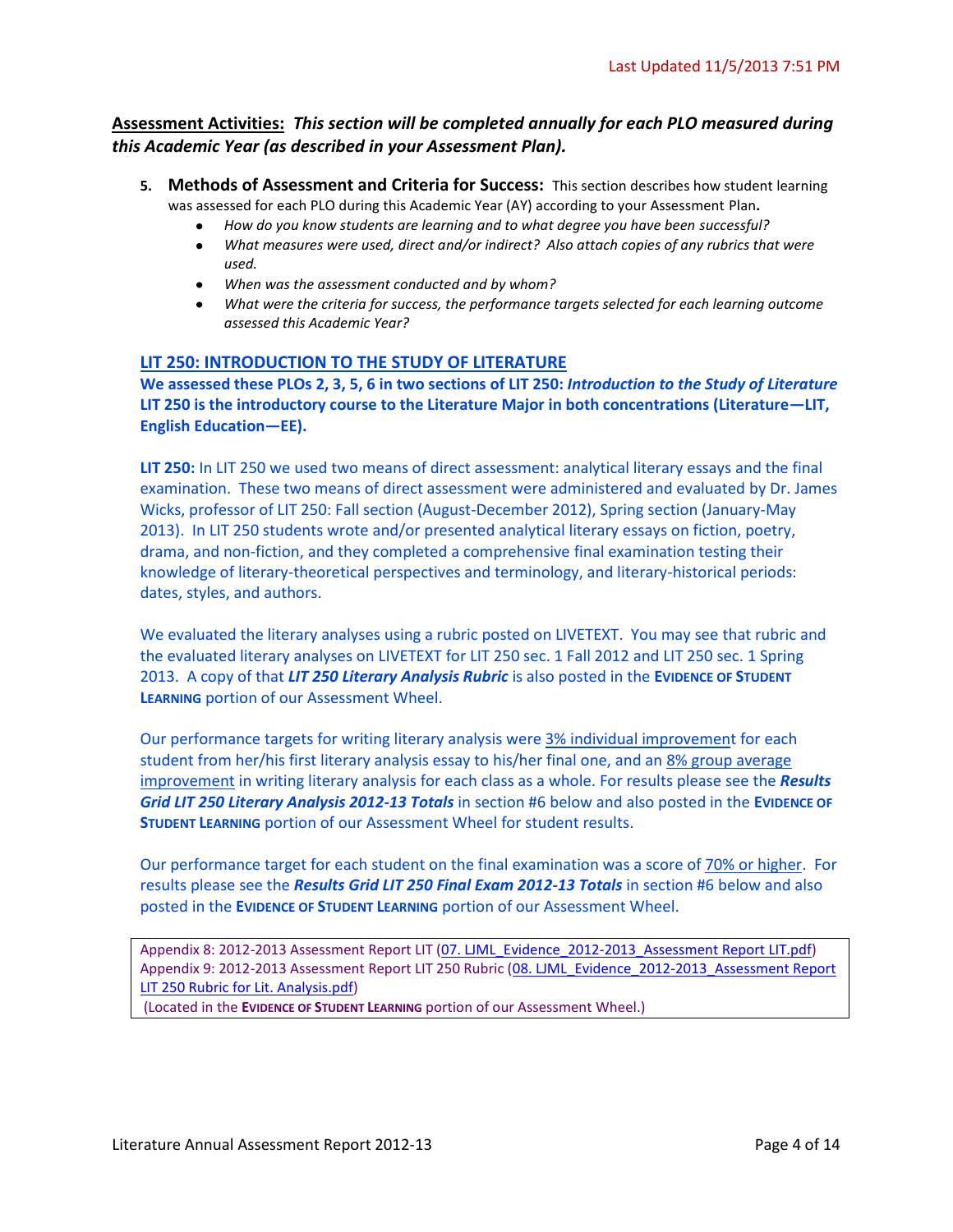## Assessment Activities: *This section will be completed annually for each PLO measured during this Academic Year (as described in your Assessment Plan).*

5. **Methods of Assessment and Criteria for Success:** This section describes how student learning was assessed for each PLO during this Academic Year (AY) according to your Assessment Plan.
   - *How do you know students are learning and to what degree you have been successful?*
   - *What measures were used, direct and/or indirect? Also attach copies of any rubrics that were used.*
   - *When was the assessment conducted and by whom?*
   - *What were the criteria for success, the performance targets selected for each learning outcome assessed this Academic Year?*

### LIT 250: INTRODUCTION TO THE STUDY OF LITERATURE

**We assessed these PLOs 2, 3, 5, 6 in two sections of LIT 250: *Introduction to the Study of Literature* LIT 250 is the introductory course to the Literature Major in both concentrations (Literature—LIT, English Education—EE).**

**LIT 250:** In LIT 250 we used two means of direct assessment: analytical literary essays and the final examination. These two means of direct assessment were administered and evaluated by Dr. James Wicks, professor of LIT 250: Fall section (August-December 2012), Spring section (January-May 2013). In LIT 250 students wrote and/or presented analytical literary essays on fiction, poetry, drama, and non-fiction, and they completed a comprehensive final examination testing their knowledge of literary-theoretical perspectives and terminology, and literary-historical periods: dates, styles, and authors.

We evaluated the literary analyses using a rubric posted on LIVETEXT. You may see that rubric and the evaluated literary analyses on LIVETEXT for LIT 250 sec. 1 Fall 2012 and LIT 250 sec. 1 Spring 2013. A copy of that ***LIT 250 Literary Analysis Rubric*** is also posted in the **Evidence of Student Learning** portion of our Assessment Wheel.

Our performance targets for writing literary analysis were 3% individual improvement for each student from her/his first literary analysis essay to his/her final one, and an 8% group average improvement in writing literary analysis for each class as a whole. For results please see the ***Results Grid LIT 250 Literary Analysis 2012-13 Totals*** in section #6 below and also posted in the **Evidence of Student Learning** portion of our Assessment Wheel for student results.

Our performance target for each student on the final examination was a score of 70% or higher. For results please see the ***Results Grid LIT 250 Final Exam 2012-13 Totals*** in section #6 below and also posted in the **Evidence of Student Learning** portion of our Assessment Wheel.

Appendix 8: 2012-2013 Assessment Report LIT (07. LJML_Evidence_2012-2013_Assessment Report LIT.pdf)
Appendix 9: 2012-2013 Assessment Report LIT 250 Rubric (08. LJML_Evidence_2012-2013_Assessment Report LIT 250 Rubric for Lit. Analysis.pdf)
(Located in the **Evidence of Student Learning** portion of our Assessment Wheel.)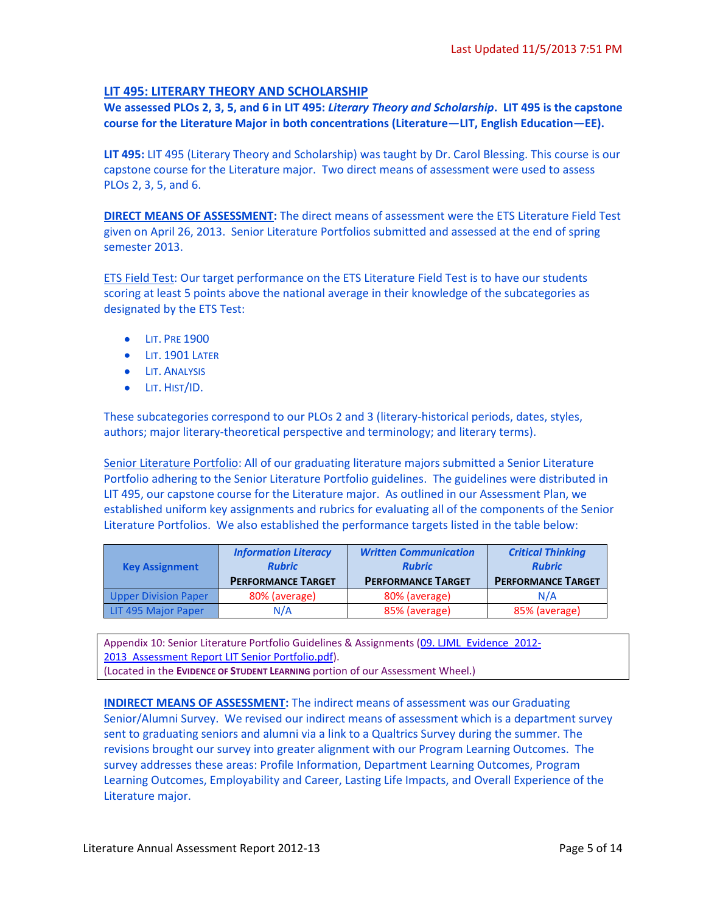## LIT 495: LITERARY THEORY AND SCHOLARSHIP

**We assessed PLOs 2, 3, 5, and 6 in LIT 495: *Literary Theory and Scholarship*. LIT 495 is the capstone course for the Literature Major in both concentrations (Literature—LIT, English Education—EE).**

**LIT 495:** LIT 495 (Literary Theory and Scholarship) was taught by Dr. Carol Blessing. This course is our capstone course for the Literature major. Two direct means of assessment were used to assess PLOs 2, 3, 5, and 6.

**DIRECT MEANS OF ASSESSMENT:** The direct means of assessment were the ETS Literature Field Test given on April 26, 2013. Senior Literature Portfolios submitted and assessed at the end of spring semester 2013.

ETS Field Test: Our target performance on the ETS Literature Field Test is to have our students scoring at least 5 points above the national average in their knowledge of the subcategories as designated by the ETS Test:

- LIT. PRE 1900
- LIT. 1901 LATER
- LIT. ANALYSIS
- LIT. HIST/ID.

These subcategories correspond to our PLOs 2 and 3 (literary-historical periods, dates, styles, authors; major literary-theoretical perspective and terminology; and literary terms).

Senior Literature Portfolio: All of our graduating literature majors submitted a Senior Literature Portfolio adhering to the Senior Literature Portfolio guidelines. The guidelines were distributed in LIT 495, our capstone course for the Literature major. As outlined in our Assessment Plan, we established uniform key assignments and rubrics for evaluating all of the components of the Senior Literature Portfolios. We also established the performance targets listed in the table below:

| Key Assignment | *Information Literacy Rubric* PERFORMANCE TARGET | *Written Communication Rubric* PERFORMANCE TARGET | *Critical Thinking Rubric* PERFORMANCE TARGET |
|---|---|---|---|
| Upper Division Paper | 80% (average) | 80% (average) | N/A |
| LIT 495 Major Paper | N/A | 85% (average) | 85% (average) |

Appendix 10: Senior Literature Portfolio Guidelines & Assignments (09. LJML Evidence 2012-2013 Assessment Report LIT Senior Portfolio.pdf).
(Located in the **EVIDENCE OF STUDENT LEARNING** portion of our Assessment Wheel.)

**INDIRECT MEANS OF ASSESSMENT:** The indirect means of assessment was our Graduating Senior/Alumni Survey. We revised our indirect means of assessment which is a department survey sent to graduating seniors and alumni via a link to a Qualtrics Survey during the summer. The revisions brought our survey into greater alignment with our Program Learning Outcomes. The survey addresses these areas: Profile Information, Department Learning Outcomes, Program Learning Outcomes, Employability and Career, Lasting Life Impacts, and Overall Experience of the Literature major.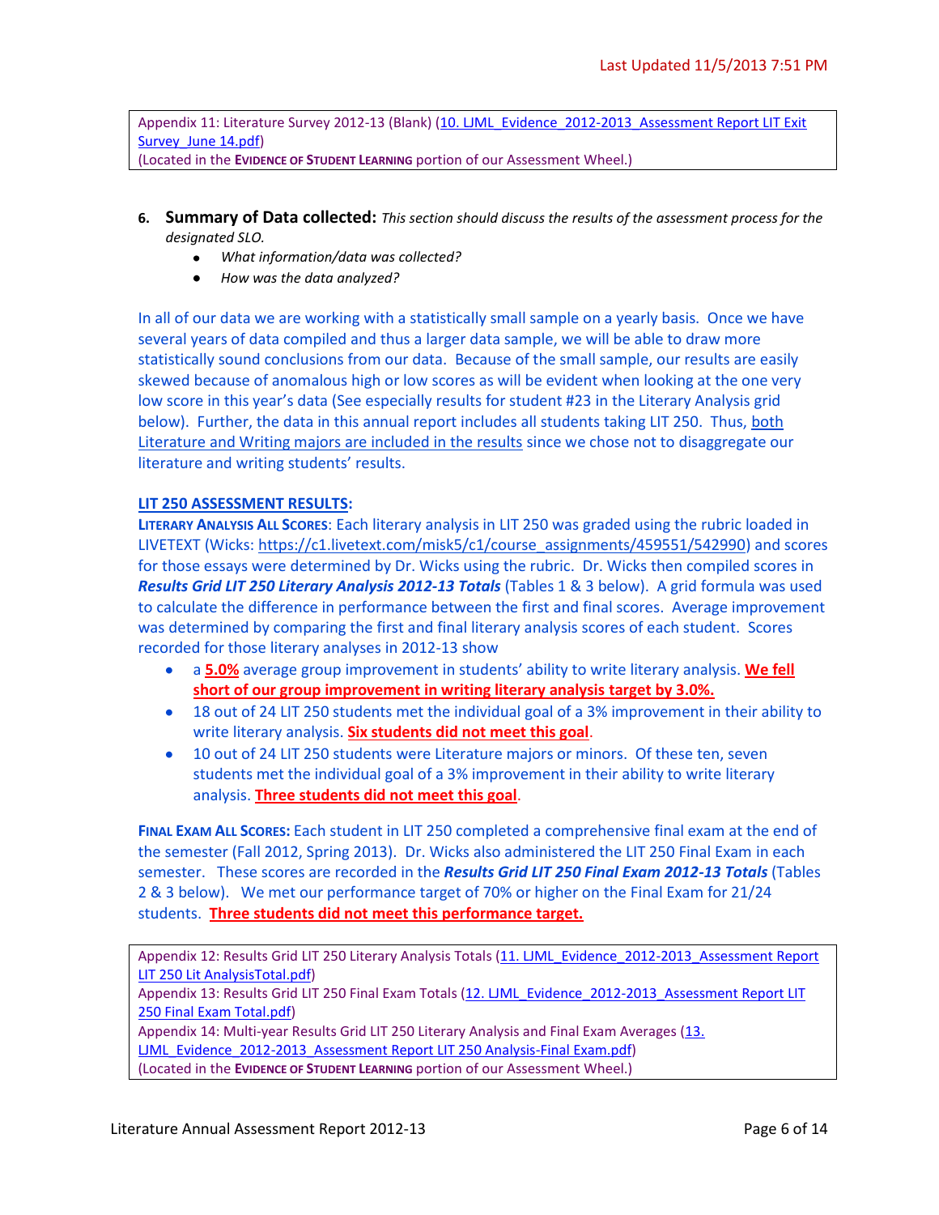Last Updated 11/5/2013 7:51 PM

> Appendix 11: Literature Survey 2012-13 (Blank) (10. LJML_Evidence_2012-2013_Assessment Report LIT Exit Survey_June 14.pdf)
> (Located in the **EVIDENCE OF STUDENT LEARNING** portion of our Assessment Wheel.)

6. **Summary of Data collected:** *This section should discuss the results of the assessment process for the designated SLO.*
   - *What information/data was collected?*
   - *How was the data analyzed?*

In all of our data we are working with a statistically small sample on a yearly basis. Once we have several years of data compiled and thus a larger data sample, we will be able to draw more statistically sound conclusions from our data. Because of the small sample, our results are easily skewed because of anomalous high or low scores as will be evident when looking at the one very low score in this year's data (See especially results for student #23 in the Literary Analysis grid below). Further, the data in this annual report includes all students taking LIT 250. Thus, both Literature and Writing majors are included in the results since we chose not to disaggregate our literature and writing students' results.

**LIT 250 ASSESSMENT RESULTS:**

**LITERARY ANALYSIS ALL SCORES**: Each literary analysis in LIT 250 was graded using the rubric loaded in LIVETEXT (Wicks: https://c1.livetext.com/misk5/c1/course_assignments/459551/542990) and scores for those essays were determined by Dr. Wicks using the rubric. Dr. Wicks then compiled scores in ***Results Grid LIT 250 Literary Analysis 2012-13 Totals*** (Tables 1 & 3 below). A grid formula was used to calculate the difference in performance between the first and final scores. Average improvement was determined by comparing the first and final literary analysis scores of each student. Scores recorded for those literary analyses in 2012-13 show

- a **5.0%** average group improvement in students' ability to write literary analysis. **We fell short of our group improvement in writing literary analysis target by 3.0%.**
- 18 out of 24 LIT 250 students met the individual goal of a 3% improvement in their ability to write literary analysis. **Six students did not meet this goal**.
- 10 out of 24 LIT 250 students were Literature majors or minors. Of these ten, seven students met the individual goal of a 3% improvement in their ability to write literary analysis. **Three students did not meet this goal**.

**FINAL EXAM ALL SCORES:** Each student in LIT 250 completed a comprehensive final exam at the end of the semester (Fall 2012, Spring 2013). Dr. Wicks also administered the LIT 250 Final Exam in each semester. These scores are recorded in the ***Results Grid LIT 250 Final Exam 2012-13 Totals*** (Tables 2 & 3 below). We met our performance target of 70% or higher on the Final Exam for 21/24 students. **Three students did not meet this performance target.**

> Appendix 12: Results Grid LIT 250 Literary Analysis Totals (11. LJML_Evidence_2012-2013_Assessment Report LIT 250 Lit AnalysisTotal.pdf)
> Appendix 13: Results Grid LIT 250 Final Exam Totals (12. LJML_Evidence_2012-2013_Assessment Report LIT 250 Final Exam Total.pdf)
> Appendix 14: Multi-year Results Grid LIT 250 Literary Analysis and Final Exam Averages (13. LJML_Evidence_2012-2013_Assessment Report LIT 250 Analysis-Final Exam.pdf)
> (Located in the **EVIDENCE OF STUDENT LEARNING** portion of our Assessment Wheel.)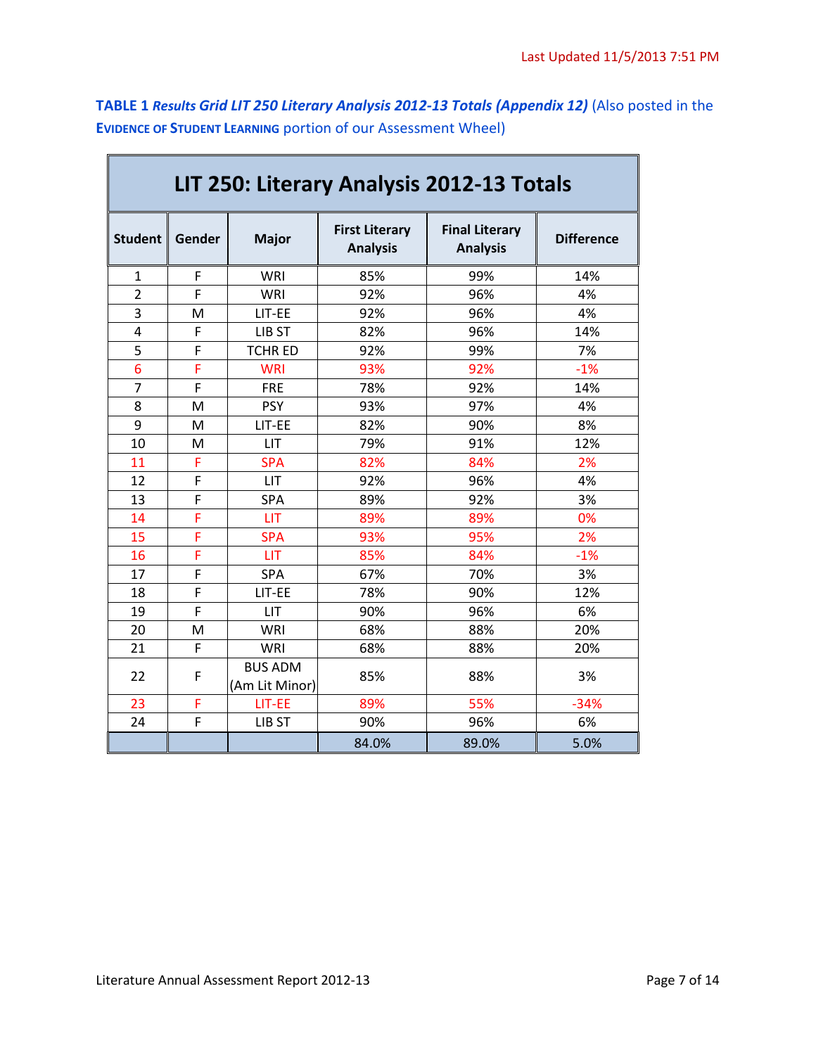Last Updated 11/5/2013 7:51 PM

**TABLE 1** ***Results Grid LIT 250 Literary Analysis 2012-13 Totals (Appendix 12)*** (Also posted in the **EVIDENCE OF STUDENT LEARNING** portion of our Assessment Wheel)

| **LIT 250: Literary Analysis 2012-13 Totals** | | | | | |
|---|---|---|---|---|---|
| **Student** | **Gender** | **Major** | **First Literary Analysis** | **Final Literary Analysis** | **Difference** |
| 1 | F | WRI | 85% | 99% | 14% |
| 2 | F | WRI | 92% | 96% | 4% |
| 3 | M | LIT-EE | 92% | 96% | 4% |
| 4 | F | LIB ST | 82% | 96% | 14% |
| 5 | F | TCHR ED | 92% | 99% | 7% |
| 6 | F | WRI | 93% | 92% | -1% |
| 7 | F | FRE | 78% | 92% | 14% |
| 8 | M | PSY | 93% | 97% | 4% |
| 9 | M | LIT-EE | 82% | 90% | 8% |
| 10 | M | LIT | 79% | 91% | 12% |
| 11 | F | SPA | 82% | 84% | 2% |
| 12 | F | LIT | 92% | 96% | 4% |
| 13 | F | SPA | 89% | 92% | 3% |
| 14 | F | LIT | 89% | 89% | 0% |
| 15 | F | SPA | 93% | 95% | 2% |
| 16 | F | LIT | 85% | 84% | -1% |
| 17 | F | SPA | 67% | 70% | 3% |
| 18 | F | LIT-EE | 78% | 90% | 12% |
| 19 | F | LIT | 90% | 96% | 6% |
| 20 | M | WRI | 68% | 88% | 20% |
| 21 | F | WRI | 68% | 88% | 20% |
| 22 | F | BUS ADM (Am Lit Minor) | 85% | 88% | 3% |
| 23 | F | LIT-EE | 89% | 55% | -34% |
| 24 | F | LIB ST | 90% | 96% | 6% |
| | | | 84.0% | 89.0% | 5.0% |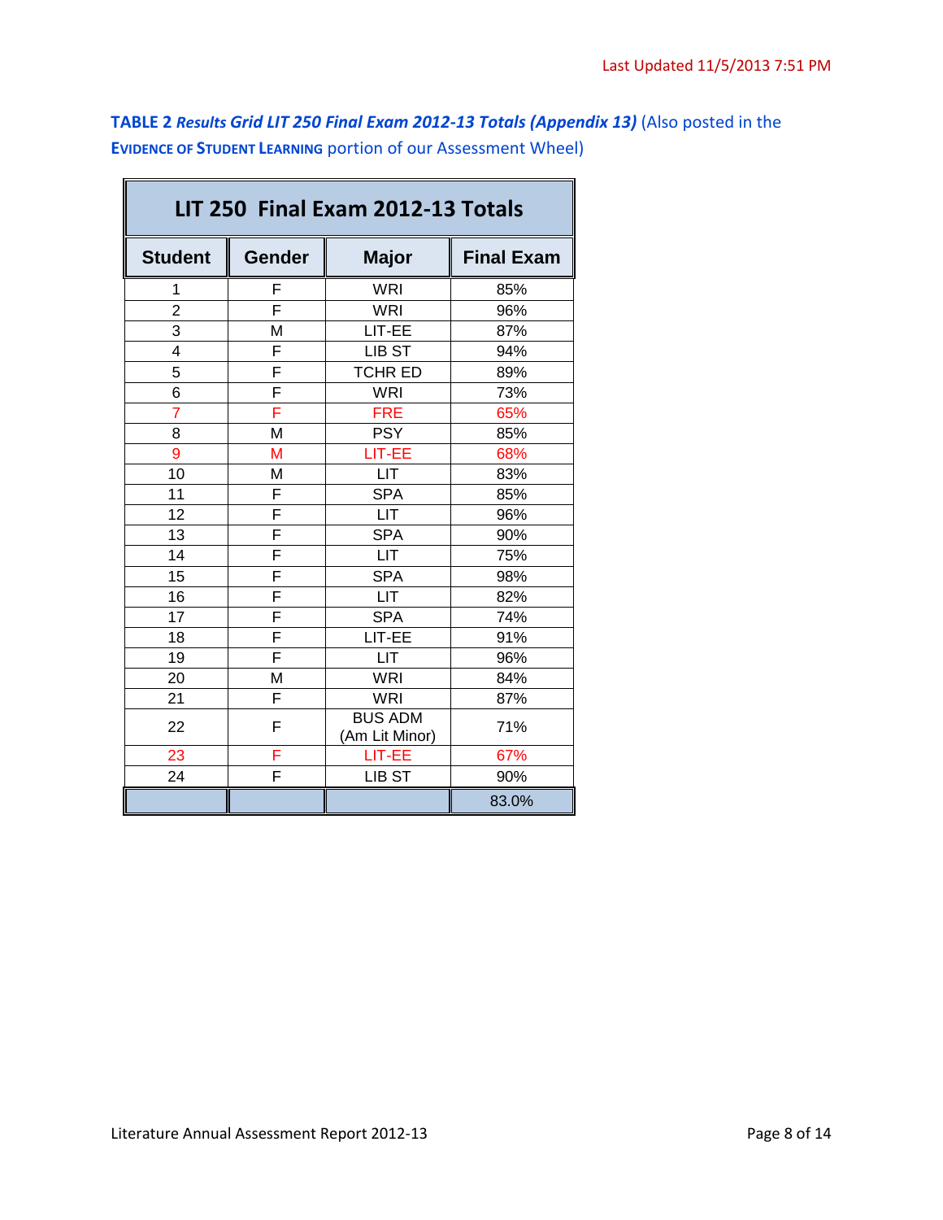Last Updated 11/5/2013 7:51 PM

**TABLE 2** ***Results Grid LIT 250 Final Exam 2012-13 Totals (Appendix 13)*** (Also posted in the **EVIDENCE OF STUDENT LEARNING** portion of our Assessment Wheel)

| LIT 250 Final Exam 2012-13 Totals | | | |
|---|---|---|---|
| **Student** | **Gender** | **Major** | **Final Exam** |
| 1 | F | WRI | 85% |
| 2 | F | WRI | 96% |
| 3 | M | LIT-EE | 87% |
| 4 | F | LIB ST | 94% |
| 5 | F | TCHR ED | 89% |
| 6 | F | WRI | 73% |
| 7 | F | FRE | 65% |
| 8 | M | PSY | 85% |
| 9 | M | LIT-EE | 68% |
| 10 | M | LIT | 83% |
| 11 | F | SPA | 85% |
| 12 | F | LIT | 96% |
| 13 | F | SPA | 90% |
| 14 | F | LIT | 75% |
| 15 | F | SPA | 98% |
| 16 | F | LIT | 82% |
| 17 | F | SPA | 74% |
| 18 | F | LIT-EE | 91% |
| 19 | F | LIT | 96% |
| 20 | M | WRI | 84% |
| 21 | F | WRI | 87% |
| 22 | F | BUS ADM (Am Lit Minor) | 71% |
| 23 | F | LIT-EE | 67% |
| 24 | F | LIB ST | 90% |
| | | | 83.0% |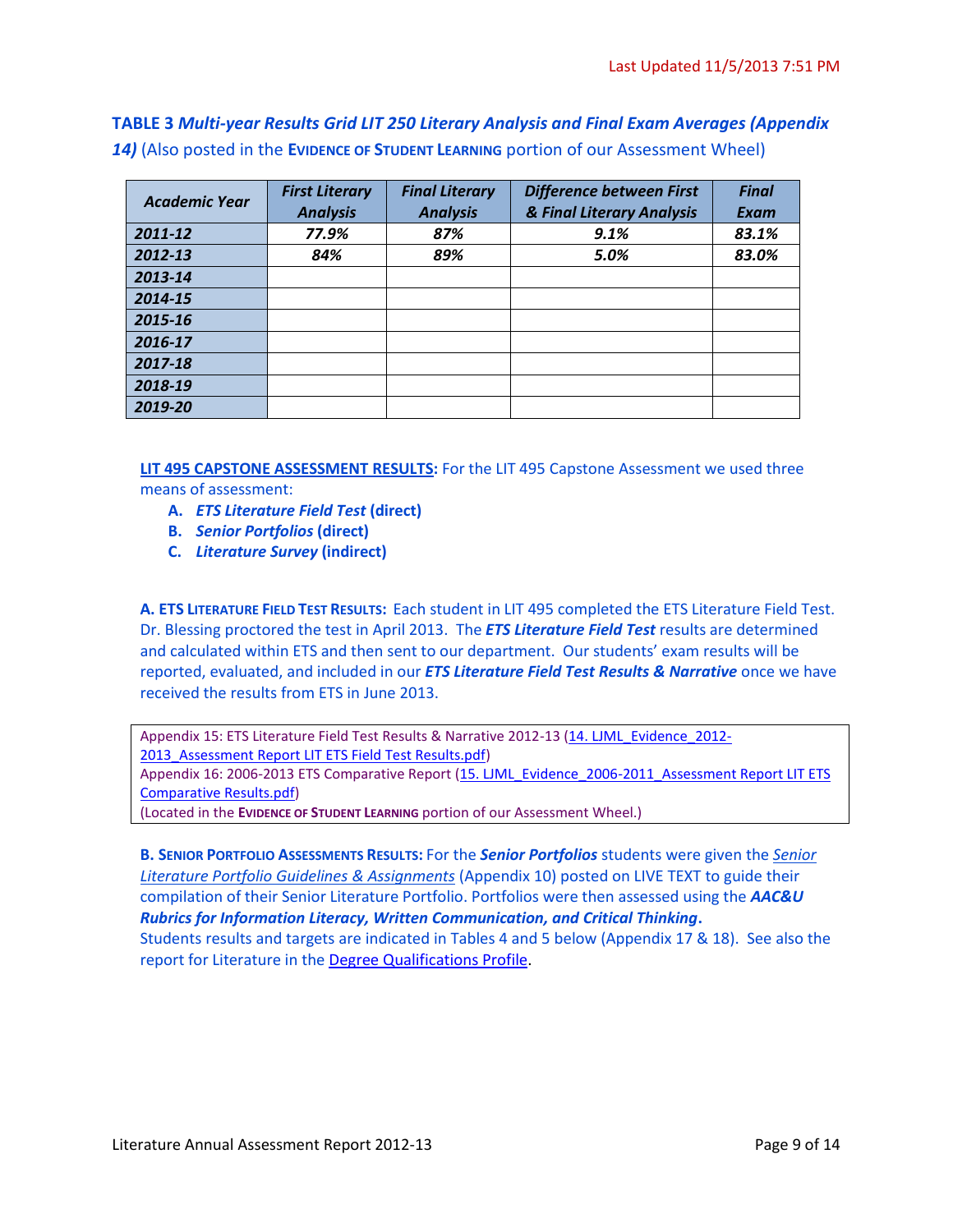**TABLE 3** ***Multi-year Results Grid LIT 250 Literary Analysis and Final Exam Averages (Appendix 14)*** (Also posted in the **EVIDENCE OF STUDENT LEARNING** portion of our Assessment Wheel)

| *Academic Year* | *First Literary Analysis* | *Final Literary Analysis* | *Difference between First & Final Literary Analysis* | *Final Exam* |
|---|---|---|---|---|
| *2011-12* | *77.9%* | *87%* | *9.1%* | *83.1%* |
| *2012-13* | *84%* | *89%* | *5.0%* | *83.0%* |
| *2013-14* | | | | |
| *2014-15* | | | | |
| *2015-16* | | | | |
| *2016-17* | | | | |
| *2017-18* | | | | |
| *2018-19* | | | | |
| *2019-20* | | | | |

**LIT 495 CAPSTONE ASSESSMENT RESULTS:** For the LIT 495 Capstone Assessment we used three means of assessment:

A. ***ETS Literature Field Test*** **(direct)**
B. ***Senior Portfolios*** **(direct)**
C. ***Literature Survey*** **(indirect)**

**A. ETS LITERATURE FIELD TEST RESULTS:** Each student in LIT 495 completed the ETS Literature Field Test. Dr. Blessing proctored the test in April 2013. The ***ETS Literature Field Test*** results are determined and calculated within ETS and then sent to our department. Our students' exam results will be reported, evaluated, and included in our ***ETS Literature Field Test Results & Narrative*** once we have received the results from ETS in June 2013.

> Appendix 15: ETS Literature Field Test Results & Narrative 2012-13 (14. LJML_Evidence_2012-2013_Assessment Report LIT ETS Field Test Results.pdf)
> Appendix 16: 2006-2013 ETS Comparative Report (15. LJML_Evidence_2006-2011_Assessment Report LIT ETS Comparative Results.pdf)
> (Located in the **EVIDENCE OF STUDENT LEARNING** portion of our Assessment Wheel.)

**B. SENIOR PORTFOLIO ASSESSMENTS RESULTS:** For the ***Senior Portfolios*** students were given the *Senior Literature Portfolio Guidelines & Assignments* (Appendix 10) posted on LIVE TEXT to guide their compilation of their Senior Literature Portfolio. Portfolios were then assessed using the ***AAC&U Rubrics for Information Literacy, Written Communication, and Critical Thinking*.**
Students results and targets are indicated in Tables 4 and 5 below (Appendix 17 & 18). See also the report for Literature in the Degree Qualifications Profile.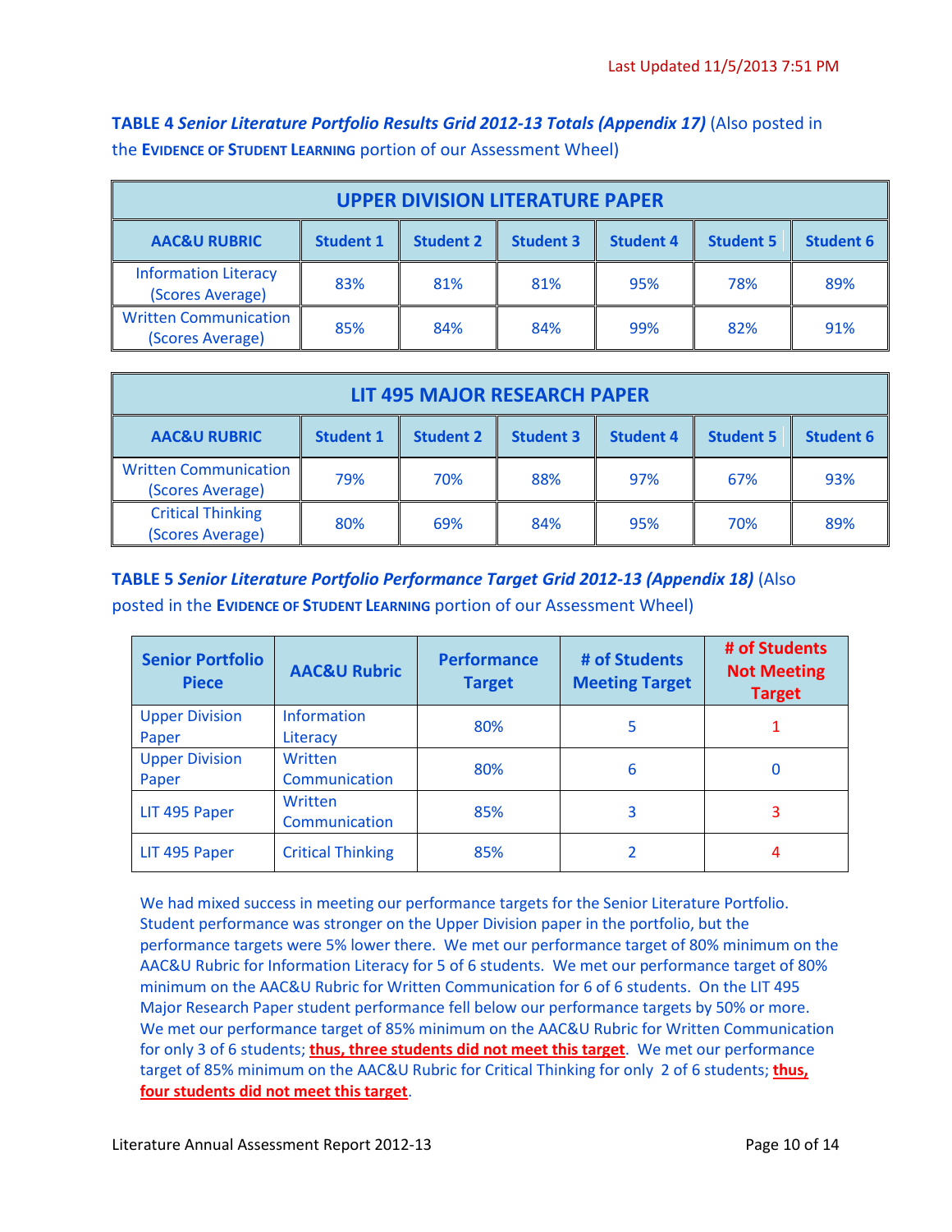**TABLE 4** ***Senior Literature Portfolio Results Grid 2012-13 Totals (Appendix 17)*** (Also posted in the **EVIDENCE OF STUDENT LEARNING** portion of our Assessment Wheel)

| UPPER DIVISION LITERATURE PAPER | | | | | | |
|---|---|---|---|---|---|---|
| **AAC&U RUBRIC** | **Student 1** | **Student 2** | **Student 3** | **Student 4** | **Student 5** | **Student 6** |
| Information Literacy (Scores Average) | 83% | 81% | 81% | 95% | 78% | 89% |
| Written Communication (Scores Average) | 85% | 84% | 84% | 99% | 82% | 91% |

| LIT 495 MAJOR RESEARCH PAPER | | | | | | |
|---|---|---|---|---|---|---|
| **AAC&U RUBRIC** | **Student 1** | **Student 2** | **Student 3** | **Student 4** | **Student 5** | **Student 6** |
| Written Communication (Scores Average) | 79% | 70% | 88% | 97% | 67% | 93% |
| Critical Thinking (Scores Average) | 80% | 69% | 84% | 95% | 70% | 89% |

**TABLE 5** ***Senior Literature Portfolio Performance Target Grid 2012-13 (Appendix 18)*** (Also posted in the **EVIDENCE OF STUDENT LEARNING** portion of our Assessment Wheel)

| Senior Portfolio Piece | AAC&U Rubric | Performance Target | # of Students Meeting Target | # of Students Not Meeting Target |
|---|---|---|---|---|
| Upper Division Paper | Information Literacy | 80% | 5 | 1 |
| Upper Division Paper | Written Communication | 80% | 6 | 0 |
| LIT 495 Paper | Written Communication | 85% | 3 | 3 |
| LIT 495 Paper | Critical Thinking | 85% | 2 | 4 |

We had mixed success in meeting our performance targets for the Senior Literature Portfolio. Student performance was stronger on the Upper Division paper in the portfolio, but the performance targets were 5% lower there. We met our performance target of 80% minimum on the AAC&U Rubric for Information Literacy for 5 of 6 students. We met our performance target of 80% minimum on the AAC&U Rubric for Written Communication for 6 of 6 students. On the LIT 495 Major Research Paper student performance fell below our performance targets by 50% or more. We met our performance target of 85% minimum on the AAC&U Rubric for Written Communication for only 3 of 6 students; **thus, three students did not meet this target**. We met our performance target of 85% minimum on the AAC&U Rubric for Critical Thinking for only 2 of 6 students; **thus, four students did not meet this target**.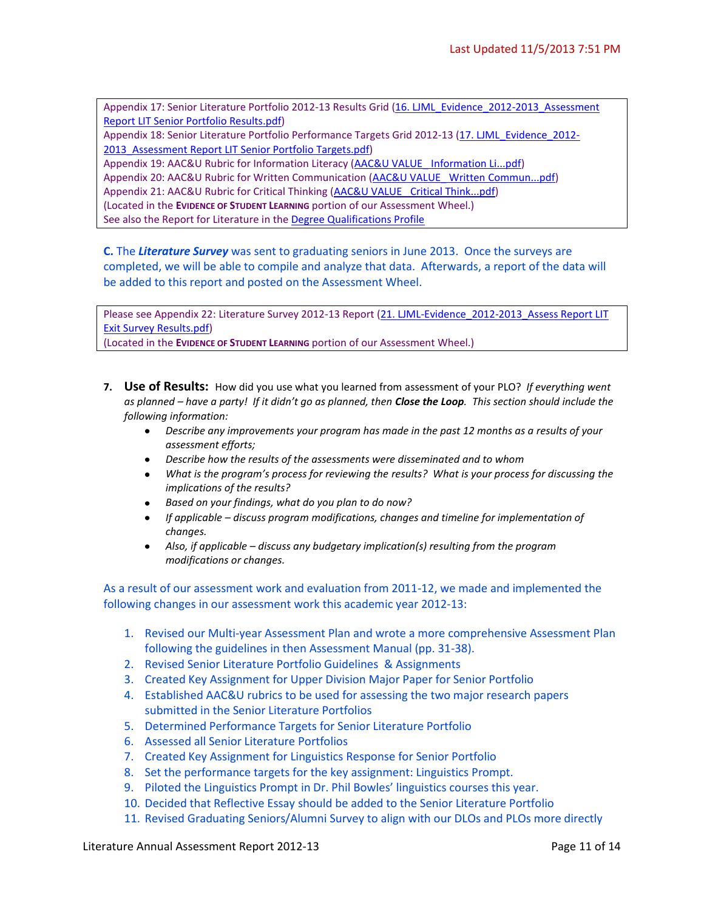Appendix 17: Senior Literature Portfolio 2012-13 Results Grid (16. LJML_Evidence_2012-2013_Assessment Report LIT Senior Portfolio Results.pdf)
Appendix 18: Senior Literature Portfolio Performance Targets Grid 2012-13 (17. LJML_Evidence_2012-2013_Assessment Report LIT Senior Portfolio Targets.pdf)
Appendix 19: AAC&U Rubric for Information Literacy (AAC&U VALUE_ Information Li...pdf)
Appendix 20: AAC&U Rubric for Written Communication (AAC&U VALUE_ Written Commun...pdf)
Appendix 21: AAC&U Rubric for Critical Thinking (AAC&U VALUE_ Critical Think...pdf)
(Located in the **Evidence of Student Learning** portion of our Assessment Wheel.)
See also the Report for Literature in the Degree Qualifications Profile

**C.** The ***Literature Survey*** was sent to graduating seniors in June 2013. Once the surveys are completed, we will be able to compile and analyze that data. Afterwards, a report of the data will be added to this report and posted on the Assessment Wheel.

Please see Appendix 22: Literature Survey 2012-13 Report (21. LJML-Evidence_2012-2013_Assess Report LIT Exit Survey Results.pdf)
(Located in the **Evidence of Student Learning** portion of our Assessment Wheel.)

7. **Use of Results:** How did you use what you learned from assessment of your PLO? *If everything went as planned – have a party! If it didn't go as planned, then **Close the Loop**. This section should include the following information:*
   - *Describe any improvements your program has made in the past 12 months as a results of your assessment efforts;*
   - *Describe how the results of the assessments were disseminated and to whom*
   - *What is the program's process for reviewing the results? What is your process for discussing the implications of the results?*
   - *Based on your findings, what do you plan to do now?*
   - *If applicable – discuss program modifications, changes and timeline for implementation of changes.*
   - *Also, if applicable – discuss any budgetary implication(s) resulting from the program modifications or changes.*

As a result of our assessment work and evaluation from 2011-12, we made and implemented the following changes in our assessment work this academic year 2012-13:

1. Revised our Multi-year Assessment Plan and wrote a more comprehensive Assessment Plan following the guidelines in then Assessment Manual (pp. 31-38).
2. Revised Senior Literature Portfolio Guidelines & Assignments
3. Created Key Assignment for Upper Division Major Paper for Senior Portfolio
4. Established AAC&U rubrics to be used for assessing the two major research papers submitted in the Senior Literature Portfolios
5. Determined Performance Targets for Senior Literature Portfolio
6. Assessed all Senior Literature Portfolios
7. Created Key Assignment for Linguistics Response for Senior Portfolio
8. Set the performance targets for the key assignment: Linguistics Prompt.
9. Piloted the Linguistics Prompt in Dr. Phil Bowles' linguistics courses this year.
10. Decided that Reflective Essay should be added to the Senior Literature Portfolio
11. Revised Graduating Seniors/Alumni Survey to align with our DLOs and PLOs more directly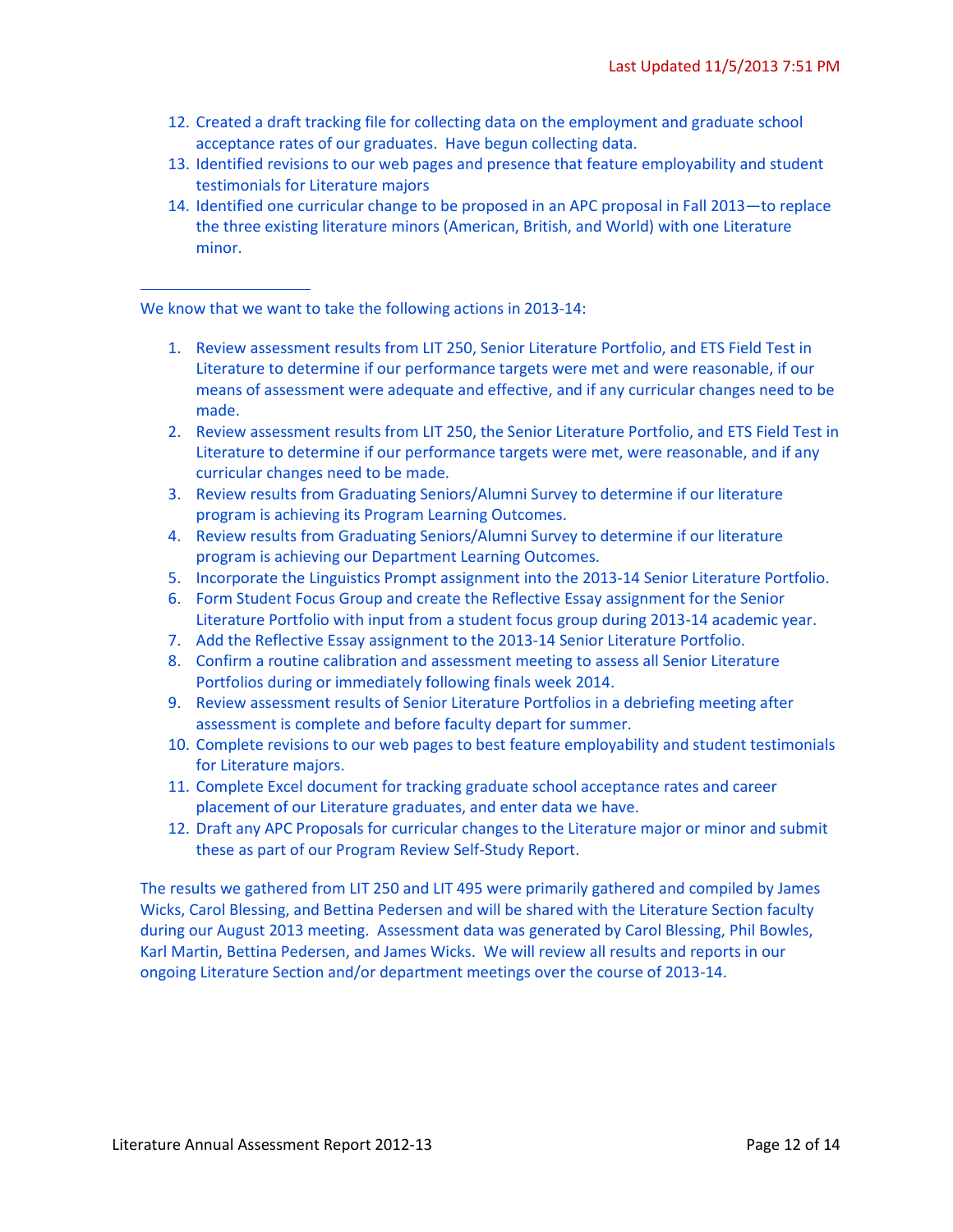12. Created a draft tracking file for collecting data on the employment and graduate school acceptance rates of our graduates. Have begun collecting data.
13. Identified revisions to our web pages and presence that feature employability and student testimonials for Literature majors
14. Identified one curricular change to be proposed in an APC proposal in Fall 2013—to replace the three existing literature minors (American, British, and World) with one Literature minor.

---

We know that we want to take the following actions in 2013-14:

1. Review assessment results from LIT 250, Senior Literature Portfolio, and ETS Field Test in Literature to determine if our performance targets were met and were reasonable, if our means of assessment were adequate and effective, and if any curricular changes need to be made.
2. Review assessment results from LIT 250, the Senior Literature Portfolio, and ETS Field Test in Literature to determine if our performance targets were met, were reasonable, and if any curricular changes need to be made.
3. Review results from Graduating Seniors/Alumni Survey to determine if our literature program is achieving its Program Learning Outcomes.
4. Review results from Graduating Seniors/Alumni Survey to determine if our literature program is achieving our Department Learning Outcomes.
5. Incorporate the Linguistics Prompt assignment into the 2013-14 Senior Literature Portfolio.
6. Form Student Focus Group and create the Reflective Essay assignment for the Senior Literature Portfolio with input from a student focus group during 2013-14 academic year.
7. Add the Reflective Essay assignment to the 2013-14 Senior Literature Portfolio.
8. Confirm a routine calibration and assessment meeting to assess all Senior Literature Portfolios during or immediately following finals week 2014.
9. Review assessment results of Senior Literature Portfolios in a debriefing meeting after assessment is complete and before faculty depart for summer.
10. Complete revisions to our web pages to best feature employability and student testimonials for Literature majors.
11. Complete Excel document for tracking graduate school acceptance rates and career placement of our Literature graduates, and enter data we have.
12. Draft any APC Proposals for curricular changes to the Literature major or minor and submit these as part of our Program Review Self-Study Report.

The results we gathered from LIT 250 and LIT 495 were primarily gathered and compiled by James Wicks, Carol Blessing, and Bettina Pedersen and will be shared with the Literature Section faculty during our August 2013 meeting. Assessment data was generated by Carol Blessing, Phil Bowles, Karl Martin, Bettina Pedersen, and James Wicks. We will review all results and reports in our ongoing Literature Section and/or department meetings over the course of 2013-14.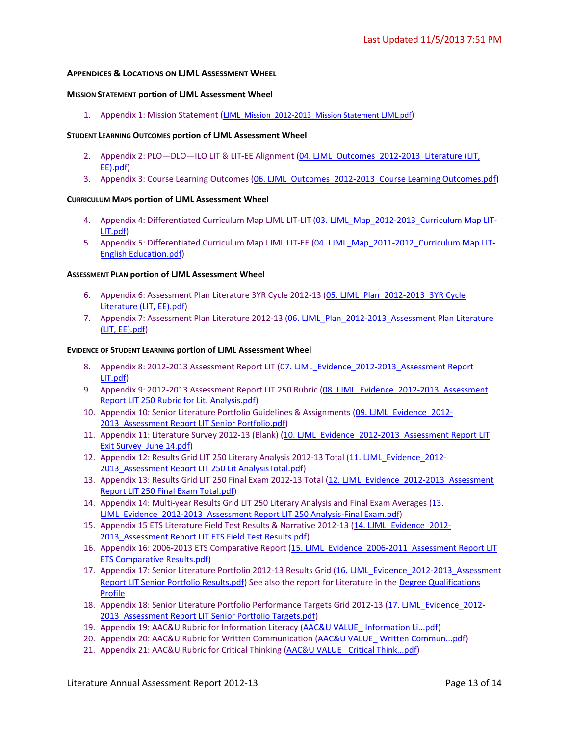Last Updated 11/5/2013 7:51 PM

## APPENDICES & LOCATIONS ON LJML ASSESSMENT WHEEL

### MISSION STATEMENT portion of LJML Assessment Wheel

1. Appendix 1: Mission Statement (LJML_Mission_2012-2013_Mission Statement LJML.pdf)

### STUDENT LEARNING OUTCOMES portion of LJML Assessment Wheel

2. Appendix 2: PLO—DLO—ILO LIT & LIT-EE Alignment (04. LJML_Outcomes_2012-2013_Literature (LIT, EE).pdf)
3. Appendix 3: Course Learning Outcomes (06. LJML_Outcomes_2012-2013_Course Learning Outcomes.pdf)

### CURRICULUM MAPS portion of LJML Assessment Wheel

4. Appendix 4: Differentiated Curriculum Map LJML LIT-LIT (03. LJML_Map_2012-2013_Curriculum Map LIT-LIT.pdf)
5. Appendix 5: Differentiated Curriculum Map LJML LIT-EE (04. LJML_Map_2011-2012_Curriculum Map LIT-English Education.pdf)

### ASSESSMENT PLAN portion of LJML Assessment Wheel

6. Appendix 6: Assessment Plan Literature 3YR Cycle 2012-13 (05. LJML_Plan_2012-2013_3YR Cycle Literature (LIT, EE).pdf)
7. Appendix 7: Assessment Plan Literature 2012-13 (06. LJML_Plan_2012-2013_Assessment Plan Literature (LIT, EE).pdf)

### EVIDENCE OF STUDENT LEARNING portion of LJML Assessment Wheel

8. Appendix 8: 2012-2013 Assessment Report LIT (07. LJML_Evidence_2012-2013_Assessment Report LIT.pdf)
9. Appendix 9: 2012-2013 Assessment Report LIT 250 Rubric (08. LJML_Evidence_2012-2013_Assessment Report LIT 250 Rubric for Lit. Analysis.pdf)
10. Appendix 10: Senior Literature Portfolio Guidelines & Assignments (09. LJML_Evidence_2012-2013_Assessment Report LIT Senior Portfolio.pdf)
11. Appendix 11: Literature Survey 2012-13 (Blank) (10. LJML_Evidence_2012-2013_Assessment Report LIT Exit Survey_June 14.pdf)
12. Appendix 12: Results Grid LIT 250 Literary Analysis 2012-13 Total (11. LJML_Evidence_2012-2013_Assessment Report LIT 250 Lit AnalysisTotal.pdf)
13. Appendix 13: Results Grid LIT 250 Final Exam 2012-13 Total (12. LJML_Evidence_2012-2013_Assessment Report LIT 250 Final Exam Total.pdf)
14. Appendix 14: Multi-year Results Grid LIT 250 Literary Analysis and Final Exam Averages (13. LJML_Evidence_2012-2013_Assessment Report LIT 250 Analysis-Final Exam.pdf)
15. Appendix 15 ETS Literature Field Test Results & Narrative 2012-13 (14. LJML_Evidence_2012-2013_Assessment Report LIT ETS Field Test Results.pdf)
16. Appendix 16: 2006-2013 ETS Comparative Report (15. LJML_Evidence_2006-2011_Assessment Report LIT ETS Comparative Results.pdf)
17. Appendix 17: Senior Literature Portfolio 2012-13 Results Grid (16. LJML_Evidence_2012-2013_Assessment Report LIT Senior Portfolio Results.pdf) See also the report for Literature in the Degree Qualifications Profile
18. Appendix 18: Senior Literature Portfolio Performance Targets Grid 2012-13 (17. LJML_Evidence_2012-2013_Assessment Report LIT Senior Portfolio Targets.pdf)
19. Appendix 19: AAC&U Rubric for Information Literacy (AAC&U VALUE_ Information Li...pdf)
20. Appendix 20: AAC&U Rubric for Written Communication (AAC&U VALUE_ Written Commun...pdf)
21. Appendix 21: AAC&U Rubric for Critical Thinking (AAC&U VALUE_ Critical Think...pdf)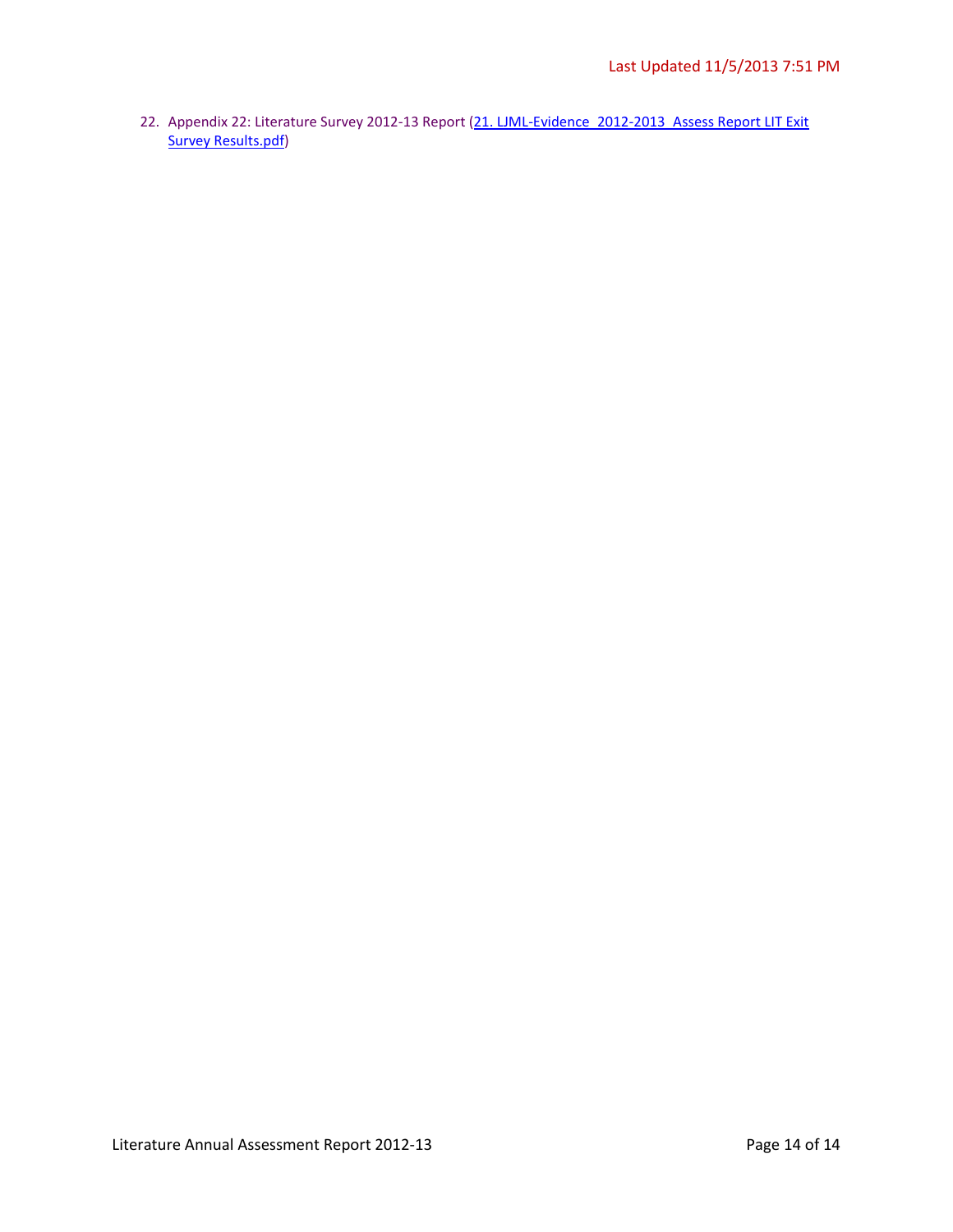22. Appendix 22: Literature Survey 2012-13 Report (21. LJML-Evidence  2012-2013  Assess Report LIT Exit Survey Results.pdf)